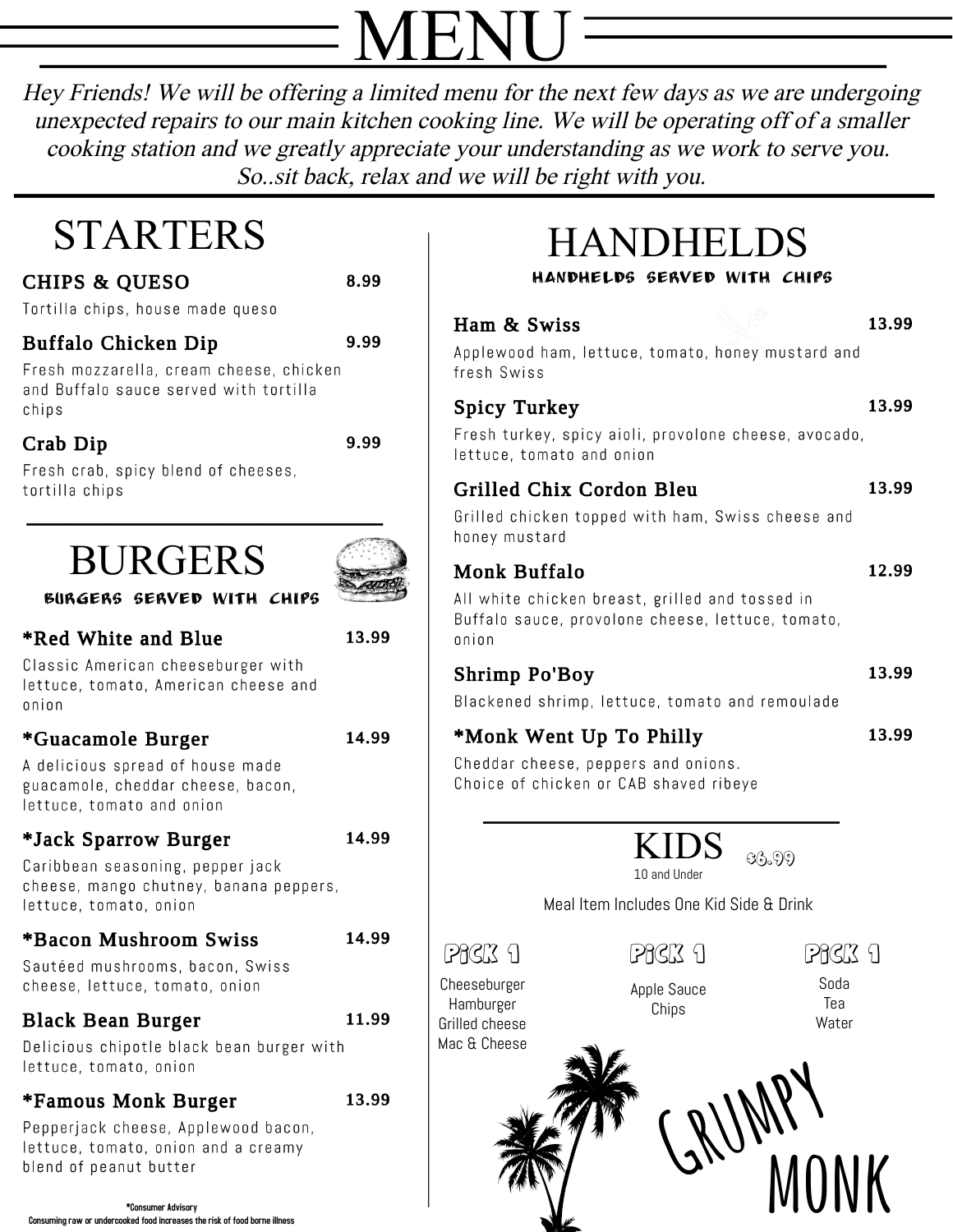# MENU

*Hey Friends! We will be offering a limited menu for the next few days as we are undergoing unexpected repairs to our main kitchen cooking line. We will be operating off of a smaller cooking station and we greatly appreciate your understanding as we work to serve you. So..sit back, relax and we will be right with you.*

## STARTERS

**CHIPS & QUESO** 8.99
Tortilla chips, house made queso

**Buffalo Chicken Dip** 9.99
Fresh mozzarella, cream cheese, chicken and Buffalo sauce served with tortilla chips

**Crab Dip** 9.99
Fresh crab, spicy blend of cheeses, tortilla chips

## BURGERS

BURGERS SERVED WITH CHIPS

**\*Red White and Blue** 13.99
Classic American cheeseburger with lettuce, tomato, American cheese and onion

**\*Guacamole Burger** 14.99
A delicious spread of house made guacamole, cheddar cheese, bacon, lettuce, tomato and onion

**\*Jack Sparrow Burger** 14.99
Caribbean seasoning, pepper jack cheese, mango chutney, banana peppers, lettuce, tomato, onion

**\*Bacon Mushroom Swiss** 14.99
Sautéed mushrooms, bacon, Swiss cheese, lettuce, tomato, onion

**Black Bean Burger** 11.99
Delicious chipotle black bean burger with lettuce, tomato, onion

**\*Famous Monk Burger** 13.99
Pepperjack cheese, Applewood bacon, lettuce, tomato, onion and a creamy blend of peanut butter

\*Consumer Advisory
Consuming raw or undercooked food increases the risk of food borne illness

## HANDHELDS

HANDHELDS SERVED WITH CHIPS

**Ham & Swiss** 13.99
Applewood ham, lettuce, tomato, honey mustard and fresh Swiss

**Spicy Turkey** 13.99
Fresh turkey, spicy aioli, provolone cheese, avocado, lettuce, tomato and onion

**Grilled Chix Cordon Bleu** 13.99
Grilled chicken topped with ham, Swiss cheese and honey mustard

**Monk Buffalo** 12.99
All white chicken breast, grilled and tossed in Buffalo sauce, provolone cheese, lettuce, tomato, onion

**Shrimp Po'Boy** 13.99
Blackened shrimp, lettuce, tomato and remoulade

**\*Monk Went Up To Philly** 13.99
Cheddar cheese, peppers and onions.
Choice of chicken or CAB shaved ribeye

## KIDS

$6.99

10 and Under

Meal Item Includes One Kid Side & Drink

| PICK 1 | PICK 1 | PICK 1 |
|---|---|---|
| Cheeseburger | Apple Sauce | Soda |
| Hamburger | Chips | Tea |
| Grilled cheese | | Water |
| Mac & Cheese | | |

GRUMPY MONK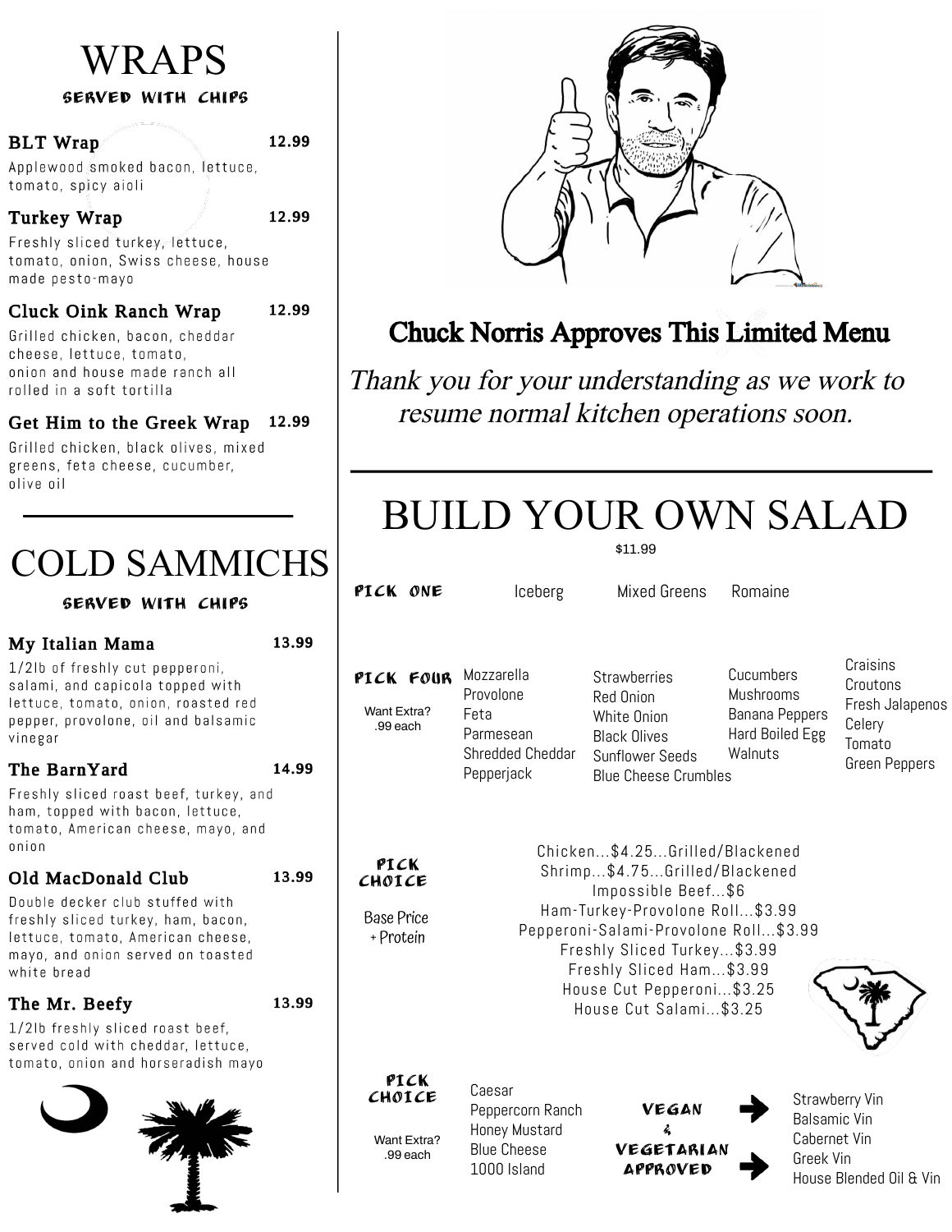# WRAPS

SERVED WITH CHIPS

**BLT Wrap** 12.99

Applewood smoked bacon, lettuce, tomato, spicy aioli

**Turkey Wrap** 12.99

Freshly sliced turkey, lettuce, tomato, onion, Swiss cheese, house made pesto-mayo

**Cluck Oink Ranch Wrap** 12.99

Grilled chicken, bacon, cheddar cheese, lettuce, tomato, onion and house made ranch all rolled in a soft tortilla

**Get Him to the Greek Wrap** 12.99

Grilled chicken, black olives, mixed greens, feta cheese, cucumber, olive oil

# COLD SAMMICHS

SERVED WITH CHIPS

**My Italian Mama** 13.99

1/2lb of freshly cut pepperoni, salami, and capicola topped with lettuce, tomato, onion, roasted red pepper, provolone, oil and balsamic vinegar

**The BarnYard** 14.99

Freshly sliced roast beef, turkey, and ham, topped with bacon, lettuce, tomato, American cheese, mayo, and onion

**Old MacDonald Club** 13.99

Double decker club stuffed with freshly sliced turkey, ham, bacon, lettuce, tomato, American cheese, mayo, and onion served on toasted white bread

**The Mr. Beefy** 13.99

1/2lb freshly sliced roast beef, served cold with cheddar, lettuce, tomato, onion and horseradish mayo

## Chuck Norris Approves This Limited Menu

*Thank you for your understanding as we work to resume normal kitchen operations soon.*

# BUILD YOUR OWN SALAD

$11.99

**PICK ONE**

Iceberg | Mixed Greens | Romaine

**PICK FOUR**

Want Extra? .99 each

Mozzarella, Provolone, Feta, Parmesean, Shredded Cheddar, Pepperjack

Strawberries, Red Onion, White Onion, Black Olives, Sunflower Seeds, Blue Cheese Crumbles

Cucumbers, Mushrooms, Banana Peppers, Hard Boiled Egg, Walnuts

Craisins, Croutons, Fresh Jalapenos, Celery, Tomato, Green Peppers

**PICK CHOICE**

Base Price + Protein

Chicken...$4.25...Grilled/Blackened
Shrimp...$4.75...Grilled/Blackened
Impossible Beef...$6
Ham-Turkey-Provolone Roll...$3.99
Pepperoni-Salami-Provolone Roll...$3.99
Freshly Sliced Turkey...$3.99
Freshly Sliced Ham...$3.99
House Cut Pepperoni...$3.25
House Cut Salami...$3.25

**PICK CHOICE**

Want Extra? .99 each

Caesar
Peppercorn Ranch
Honey Mustard
Blue Cheese
1000 Island

**VEGAN & VEGETARIAN APPROVED**

Strawberry Vin
Balsamic Vin
Cabernet Vin
Greek Vin
House Blended Oil & Vin